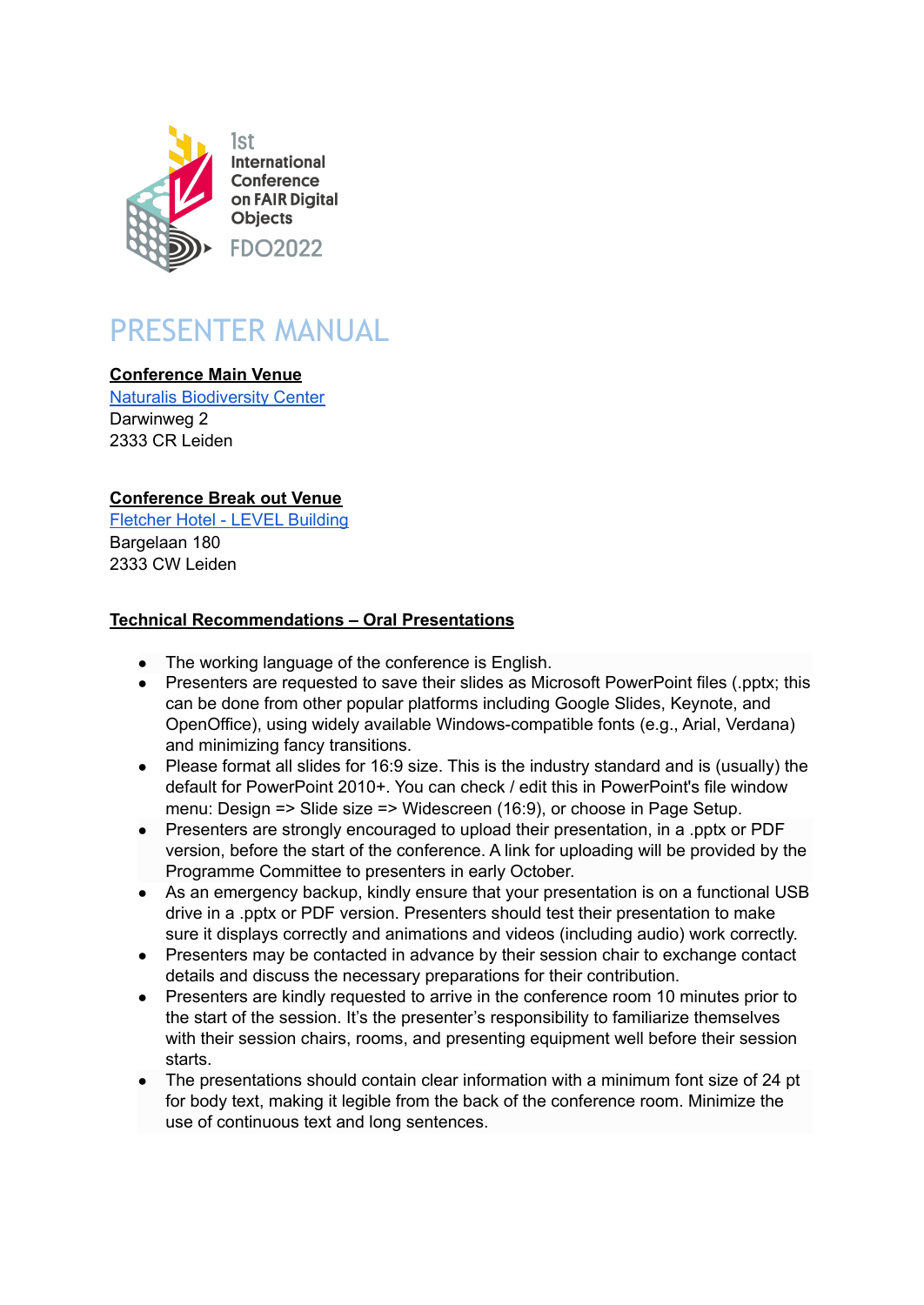1st International Conference on FAIR Digital Objects FDO2022

# PRESENTER MANUAL

**Conference Main Venue**
Naturalis Biodiversity Center
Darwinweg 2
2333 CR Leiden

**Conference Break out Venue**
Fletcher Hotel - LEVEL Building
Bargelaan 180
2333 CW Leiden

**Technical Recommendations – Oral Presentations**

- The working language of the conference is English.
- Presenters are requested to save their slides as Microsoft PowerPoint files (.pptx; this can be done from other popular platforms including Google Slides, Keynote, and OpenOffice), using widely available Windows-compatible fonts (e.g., Arial, Verdana) and minimizing fancy transitions.
- Please format all slides for 16:9 size. This is the industry standard and is (usually) the default for PowerPoint 2010+. You can check / edit this in PowerPoint's file window menu: Design => Slide size => Widescreen (16:9), or choose in Page Setup.
- Presenters are strongly encouraged to upload their presentation, in a .pptx or PDF version, before the start of the conference. A link for uploading will be provided by the Programme Committee to presenters in early October.
- As an emergency backup, kindly ensure that your presentation is on a functional USB drive in a .pptx or PDF version. Presenters should test their presentation to make sure it displays correctly and animations and videos (including audio) work correctly.
- Presenters may be contacted in advance by their session chair to exchange contact details and discuss the necessary preparations for their contribution.
- Presenters are kindly requested to arrive in the conference room 10 minutes prior to the start of the session. It's the presenter's responsibility to familiarize themselves with their session chairs, rooms, and presenting equipment well before their session starts.
- The presentations should contain clear information with a minimum font size of 24 pt for body text, making it legible from the back of the conference room. Minimize the use of continuous text and long sentences.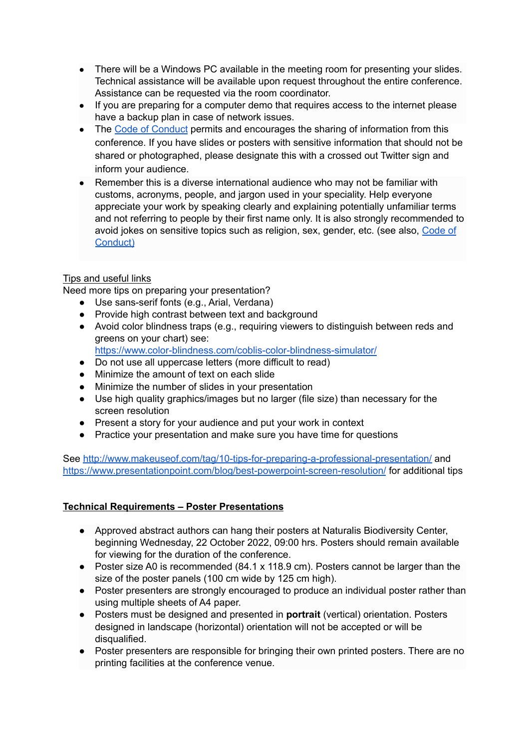- There will be a Windows PC available in the meeting room for presenting your slides. Technical assistance will be available upon request throughout the entire conference. Assistance can be requested via the room coordinator.
- If you are preparing for a computer demo that requires access to the internet please have a backup plan in case of network issues.
- The [Code of Conduct](#) permits and encourages the sharing of information from this conference. If you have slides or posters with sensitive information that should not be shared or photographed, please designate this with a crossed out Twitter sign and inform your audience.
- Remember this is a diverse international audience who may not be familiar with customs, acronyms, people, and jargon used in your speciality. Help everyone appreciate your work by speaking clearly and explaining potentially unfamiliar terms and not referring to people by their first name only. It is also strongly recommended to avoid jokes on sensitive topics such as religion, sex, gender, etc. (see also, [Code of Conduct)](#)

Tips and useful links

Need more tips on preparing your presentation?

- Use sans-serif fonts (e.g., Arial, Verdana)
- Provide high contrast between text and background
- Avoid color blindness traps (e.g., requiring viewers to distinguish between reds and greens on your chart) see: https://www.color-blindness.com/coblis-color-blindness-simulator/
- Do not use all uppercase letters (more difficult to read)
- Minimize the amount of text on each slide
- Minimize the number of slides in your presentation
- Use high quality graphics/images but no larger (file size) than necessary for the screen resolution
- Present a story for your audience and put your work in context
- Practice your presentation and make sure you have time for questions

See http://www.makeuseof.com/tag/10-tips-for-preparing-a-professional-presentation/ and https://www.presentationpoint.com/blog/best-powerpoint-screen-resolution/ for additional tips

## Technical Requirements – Poster Presentations

- Approved abstract authors can hang their posters at Naturalis Biodiversity Center, beginning Wednesday, 22 October 2022, 09:00 hrs. Posters should remain available for viewing for the duration of the conference.
- Poster size A0 is recommended (84.1 x 118.9 cm). Posters cannot be larger than the size of the poster panels (100 cm wide by 125 cm high).
- Poster presenters are strongly encouraged to produce an individual poster rather than using multiple sheets of A4 paper.
- Posters must be designed and presented in **portrait** (vertical) orientation. Posters designed in landscape (horizontal) orientation will not be accepted or will be disqualified.
- Poster presenters are responsible for bringing their own printed posters. There are no printing facilities at the conference venue.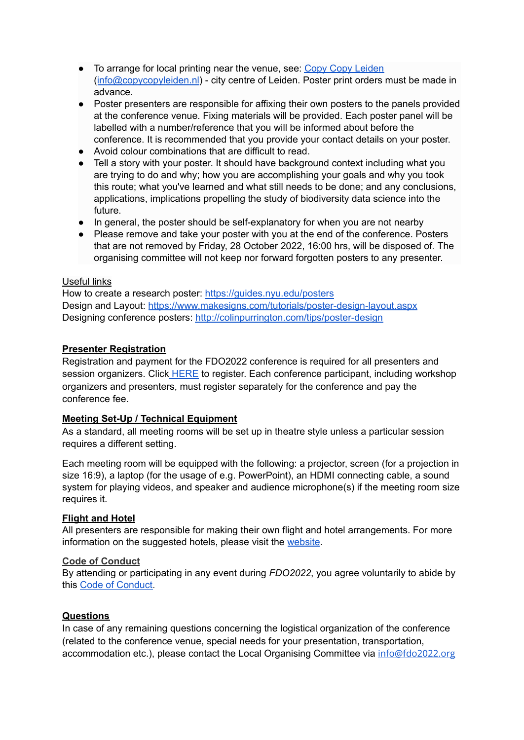- To arrange for local printing near the venue, see: Copy Copy Leiden (info@copycopyleiden.nl) - city centre of Leiden. Poster print orders must be made in advance.
- Poster presenters are responsible for affixing their own posters to the panels provided at the conference venue. Fixing materials will be provided. Each poster panel will be labelled with a number/reference that you will be informed about before the conference. It is recommended that you provide your contact details on your poster.
- Avoid colour combinations that are difficult to read.
- Tell a story with your poster. It should have background context including what you are trying to do and why; how you are accomplishing your goals and why you took this route; what you've learned and what still needs to be done; and any conclusions, applications, implications propelling the study of biodiversity data science into the future.
- In general, the poster should be self-explanatory for when you are not nearby
- Please remove and take your poster with you at the end of the conference. Posters that are not removed by Friday, 28 October 2022, 16:00 hrs, will be disposed of. The organising committee will not keep nor forward forgotten posters to any presenter.

Useful links

How to create a research poster: https://guides.nyu.edu/posters
Design and Layout: https://www.makesigns.com/tutorials/poster-design-layout.aspx
Designing conference posters: http://colinpurrington.com/tips/poster-design

## Presenter Registration

Registration and payment for the FDO2022 conference is required for all presenters and session organizers. Click HERE to register. Each conference participant, including workshop organizers and presenters, must register separately for the conference and pay the conference fee.

## Meeting Set-Up / Technical Equipment

As a standard, all meeting rooms will be set up in theatre style unless a particular session requires a different setting.

Each meeting room will be equipped with the following: a projector, screen (for a projection in size 16:9), a laptop (for the usage of e.g. PowerPoint), an HDMI connecting cable, a sound system for playing videos, and speaker and audience microphone(s) if the meeting room size requires it.

## Flight and Hotel

All presenters are responsible for making their own flight and hotel arrangements. For more information on the suggested hotels, please visit the website.

## Code of Conduct

By attending or participating in any event during *FDO2022*, you agree voluntarily to abide by this Code of Conduct.

## Questions

In case of any remaining questions concerning the logistical organization of the conference (related to the conference venue, special needs for your presentation, transportation, accommodation etc.), please contact the Local Organising Committee via info@fdo2022.org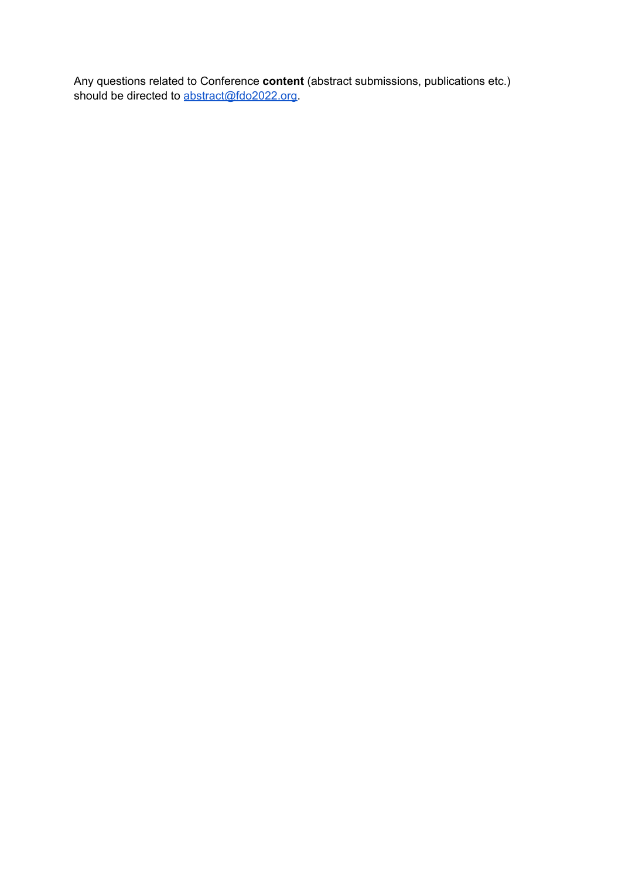Any questions related to Conference **content** (abstract submissions, publications etc.) should be directed to abstract@fdo2022.org.